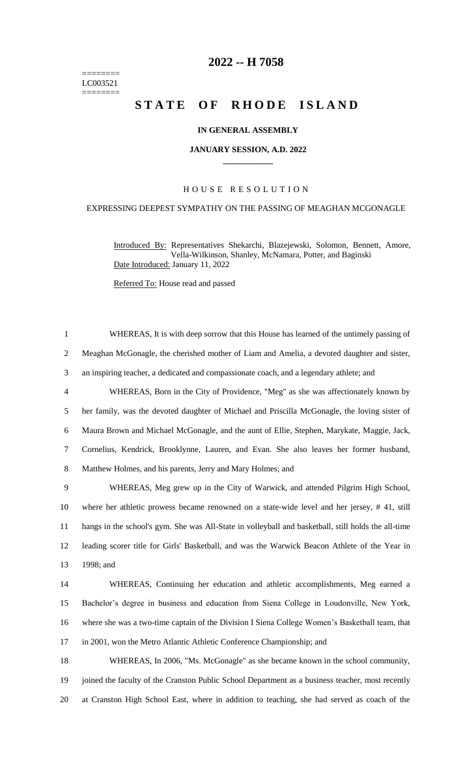========
LC003521
========

# 2022 -- H 7058

# STATE OF RHODE ISLAND

**IN GENERAL ASSEMBLY**

**JANUARY SESSION, A.D. 2022**

## HOUSE RESOLUTION

EXPRESSING DEEPEST SYMPATHY ON THE PASSING OF MEAGHAN MCGONAGLE

Introduced By: Representatives Shekarchi, Blazejewski, Solomon, Bennett, Amore, Vella-Wilkinson, Shanley, McNamara, Potter, and Baginski

Date Introduced: January 11, 2022

Referred To: House read and passed

WHEREAS, It is with deep sorrow that this House has learned of the untimely passing of Meaghan McGonagle, the cherished mother of Liam and Amelia, a devoted daughter and sister, an inspiring teacher, a dedicated and compassionate coach, and a legendary athlete; and

WHEREAS, Born in the City of Providence, "Meg" as she was affectionately known by her family, was the devoted daughter of Michael and Priscilla McGonagle, the loving sister of Maura Brown and Michael McGonagle, and the aunt of Ellie, Stephen, Marykate, Maggie, Jack, Cornelius, Kendrick, Brooklynne, Lauren, and Evan. She also leaves her former husband, Matthew Holmes, and his parents, Jerry and Mary Holmes; and

WHEREAS, Meg grew up in the City of Warwick, and attended Pilgrim High School, where her athletic prowess became renowned on a state-wide level and her jersey, # 41, still hangs in the school's gym. She was All-State in volleyball and basketball, still holds the all-time leading scorer title for Girls' Basketball, and was the Warwick Beacon Athlete of the Year in 1998; and

WHEREAS, Continuing her education and athletic accomplishments, Meg earned a Bachelor's degree in business and education from Siena College in Loudonville, New York, where she was a two-time captain of the Division I Siena College Women's Basketball team, that in 2001, won the Metro Atlantic Athletic Conference Championship; and

WHEREAS, In 2006, "Ms. McGonagle" as she became known in the school community, joined the faculty of the Cranston Public School Department as a business teacher, most recently at Cranston High School East, where in addition to teaching, she had served as coach of the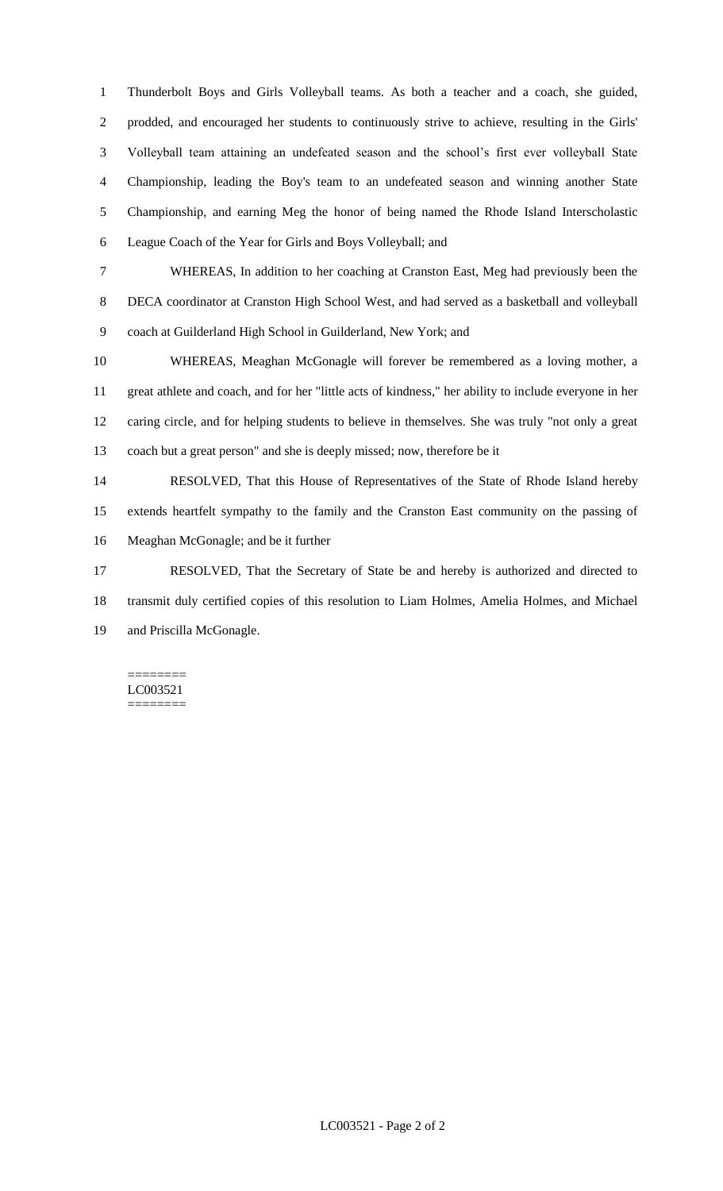Thunderbolt Boys and Girls Volleyball teams. As both a teacher and a coach, she guided, prodded, and encouraged her students to continuously strive to achieve, resulting in the Girls' Volleyball team attaining an undefeated season and the school's first ever volleyball State Championship, leading the Boy's team to an undefeated season and winning another State Championship, and earning Meg the honor of being named the Rhode Island Interscholastic League Coach of the Year for Girls and Boys Volleyball; and

WHEREAS, In addition to her coaching at Cranston East, Meg had previously been the DECA coordinator at Cranston High School West, and had served as a basketball and volleyball coach at Guilderland High School in Guilderland, New York; and

WHEREAS, Meaghan McGonagle will forever be remembered as a loving mother, a great athlete and coach, and for her "little acts of kindness," her ability to include everyone in her caring circle, and for helping students to believe in themselves. She was truly "not only a great coach but a great person" and she is deeply missed; now, therefore be it

RESOLVED, That this House of Representatives of the State of Rhode Island hereby extends heartfelt sympathy to the family and the Cranston East community on the passing of Meaghan McGonagle; and be it further

RESOLVED, That the Secretary of State be and hereby is authorized and directed to transmit duly certified copies of this resolution to Liam Holmes, Amelia Holmes, and Michael and Priscilla McGonagle.

========
LC003521
========